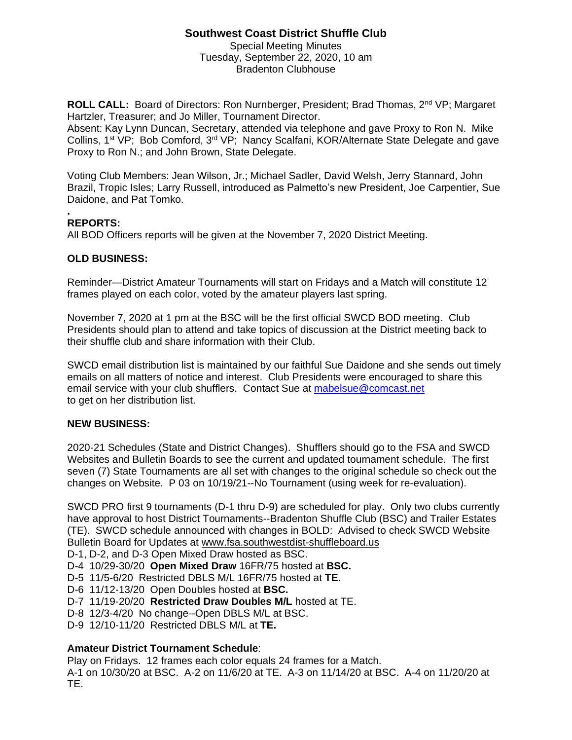# Southwest Coast District Shuffle Club

Special Meeting Minutes
Tuesday, September 22, 2020, 10 am
Bradenton Clubhouse

**ROLL CALL:** Board of Directors: Ron Nurnberger, President; Brad Thomas, 2nd VP; Margaret Hartzler, Treasurer; and Jo Miller, Tournament Director.
Absent: Kay Lynn Duncan, Secretary, attended via telephone and gave Proxy to Ron N. Mike Collins, 1st VP; Bob Comford, 3rd VP; Nancy Scalfani, KOR/Alternate State Delegate and gave Proxy to Ron N.; and John Brown, State Delegate.

Voting Club Members: Jean Wilson, Jr.; Michael Sadler, David Welsh, Jerry Stannard, John Brazil, Tropic Isles; Larry Russell, introduced as Palmetto's new President, Joe Carpentier, Sue Daidone, and Pat Tomko.

.
**REPORTS:**
All BOD Officers reports will be given at the November 7, 2020 District Meeting.

**OLD BUSINESS:**

Reminder—District Amateur Tournaments will start on Fridays and a Match will constitute 12 frames played on each color, voted by the amateur players last spring.

November 7, 2020 at 1 pm at the BSC will be the first official SWCD BOD meeting. Club Presidents should plan to attend and take topics of discussion at the District meeting back to their shuffle club and share information with their Club.

SWCD email distribution list is maintained by our faithful Sue Daidone and she sends out timely emails on all matters of notice and interest. Club Presidents were encouraged to share this email service with your club shufflers. Contact Sue at mabelsue@comcast.net to get on her distribution list.

**NEW BUSINESS:**

2020-21 Schedules (State and District Changes). Shufflers should go to the FSA and SWCD Websites and Bulletin Boards to see the current and updated tournament schedule. The first seven (7) State Tournaments are all set with changes to the original schedule so check out the changes on Website. P 03 on 10/19/21--No Tournament (using week for re-evaluation).

SWCD PRO first 9 tournaments (D-1 thru D-9) are scheduled for play. Only two clubs currently have approval to host District Tournaments--Bradenton Shuffle Club (BSC) and Trailer Estates (TE). SWCD schedule announced with changes in BOLD: Advised to check SWCD Website Bulletin Board for Updates at www.fsa.southwestdist-shuffleboard.us

D-1, D-2, and D-3 Open Mixed Draw hosted as BSC.
D-4 10/29-30/20 **Open Mixed Draw** 16FR/75 hosted at **BSC.**
D-5 11/5-6/20 Restricted DBLS M/L 16FR/75 hosted at **TE**.
D-6 11/12-13/20 Open Doubles hosted at **BSC.**
D-7 11/19-20/20 **Restricted Draw Doubles M/L** hosted at TE.
D-8 12/3-4/20 No change--Open DBLS M/L at BSC.
D-9 12/10-11/20 Restricted DBLS M/L at **TE.**

**Amateur District Tournament Schedule**:
Play on Fridays. 12 frames each color equals 24 frames for a Match.
A-1 on 10/30/20 at BSC. A-2 on 11/6/20 at TE. A-3 on 11/14/20 at BSC. A-4 on 11/20/20 at TE.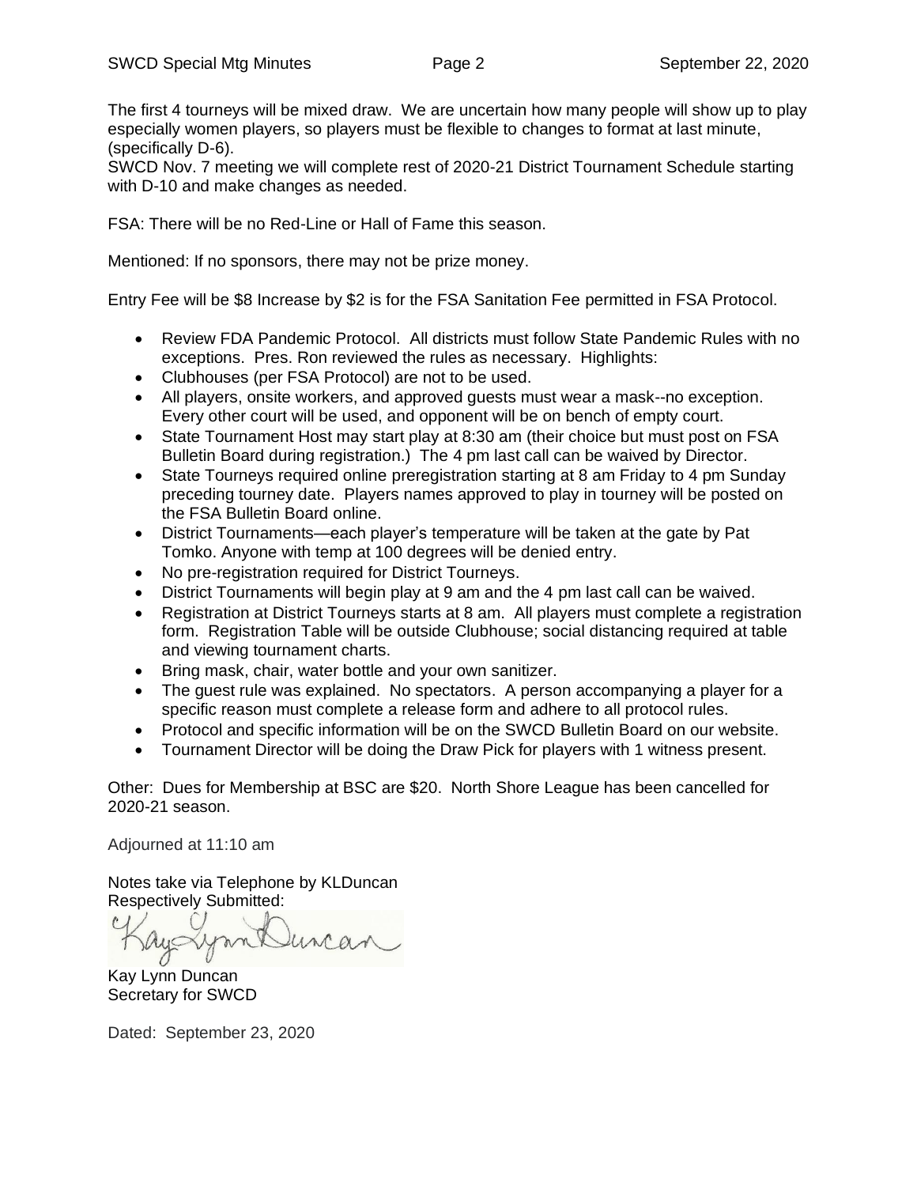The first 4 tourneys will be mixed draw. We are uncertain how many people will show up to play especially women players, so players must be flexible to changes to format at last minute, (specifically D-6).
SWCD Nov. 7 meeting we will complete rest of 2020-21 District Tournament Schedule starting with D-10 and make changes as needed.

FSA: There will be no Red-Line or Hall of Fame this season.

Mentioned: If no sponsors, there may not be prize money.

Entry Fee will be $8 Increase by $2 is for the FSA Sanitation Fee permitted in FSA Protocol.

- Review FDA Pandemic Protocol. All districts must follow State Pandemic Rules with no exceptions. Pres. Ron reviewed the rules as necessary. Highlights:
- Clubhouses (per FSA Protocol) are not to be used.
- All players, onsite workers, and approved guests must wear a mask--no exception. Every other court will be used, and opponent will be on bench of empty court.
- State Tournament Host may start play at 8:30 am (their choice but must post on FSA Bulletin Board during registration.) The 4 pm last call can be waived by Director.
- State Tourneys required online preregistration starting at 8 am Friday to 4 pm Sunday preceding tourney date. Players names approved to play in tourney will be posted on the FSA Bulletin Board online.
- District Tournaments—each player's temperature will be taken at the gate by Pat Tomko. Anyone with temp at 100 degrees will be denied entry.
- No pre-registration required for District Tourneys.
- District Tournaments will begin play at 9 am and the 4 pm last call can be waived.
- Registration at District Tourneys starts at 8 am. All players must complete a registration form. Registration Table will be outside Clubhouse; social distancing required at table and viewing tournament charts.
- Bring mask, chair, water bottle and your own sanitizer.
- The guest rule was explained. No spectators. A person accompanying a player for a specific reason must complete a release form and adhere to all protocol rules.
- Protocol and specific information will be on the SWCD Bulletin Board on our website.
- Tournament Director will be doing the Draw Pick for players with 1 witness present.

Other: Dues for Membership at BSC are $20. North Shore League has been cancelled for 2020-21 season.

Adjourned at 11:10 am

Notes take via Telephone by KLDuncan
Respectively Submitted:

Kay Lynn Duncan

Kay Lynn Duncan
Secretary for SWCD

Dated: September 23, 2020